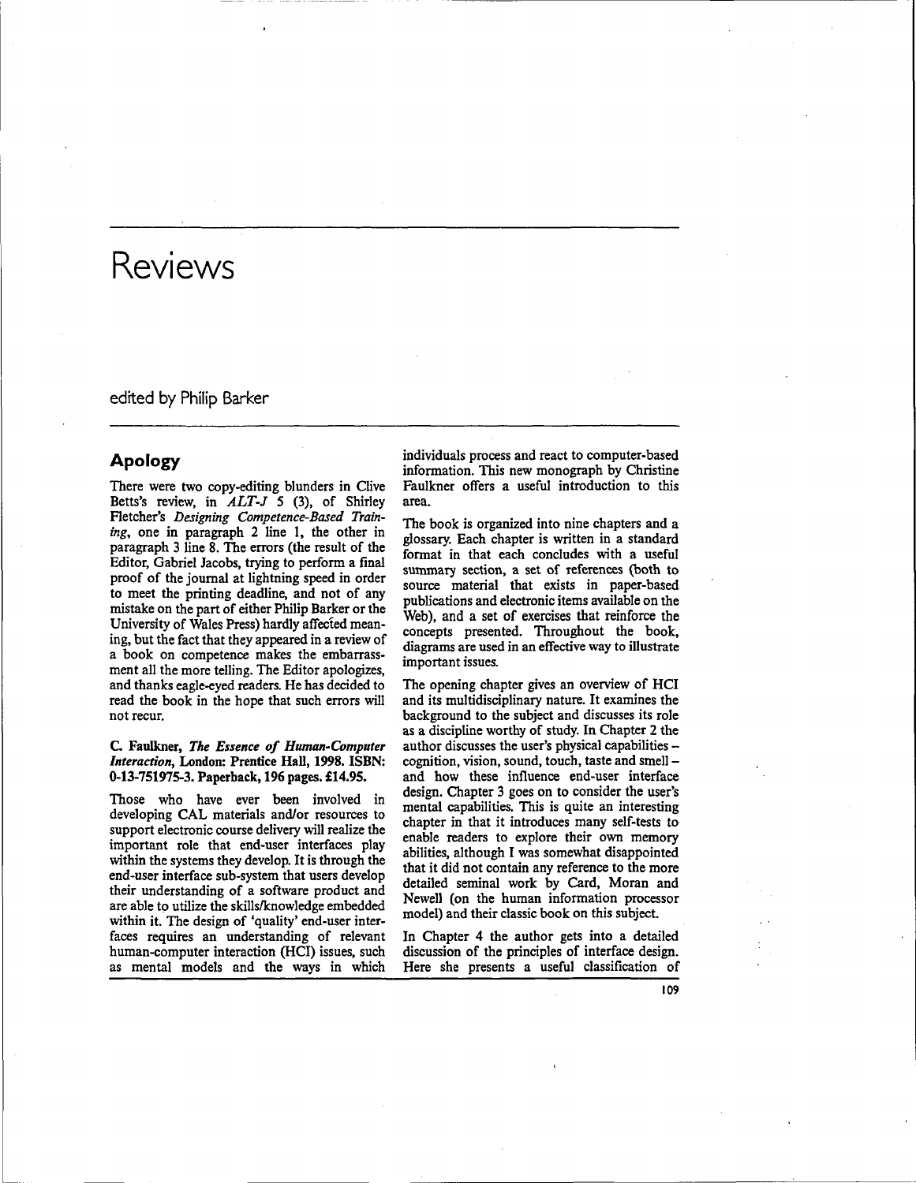# Reviews

edited by Philip Barker

## Apology

There were two copy-editing blunders in Clive Betts's review, in *ALT-J* 5 (3), of Shirley Fletcher's *Designing Competence-Based Training*, one in paragraph 2 line 1, the other in paragraph 3 line 8. The errors (the result of the Editor, Gabriel Jacobs, trying to perform a final proof of the journal at lightning speed in order to meet the printing deadline, and not of any mistake on the part of either Philip Barker or the University of Wales Press) hardly affected meaning, but the fact that they appeared in a review of a book on competence makes the embarrassment all the more telling. The Editor apologizes, and thanks eagle-eyed readers. He has decided to read the book in the hope that such errors will not recur.

**C. Faulkner, *The Essence of Human-Computer Interaction*, London: Prentice Hall, 1998. ISBN: 0-13-751975-3. Paperback, 196 pages. £14.95.**

Those who have ever been involved in developing CAL materials and/or resources to support electronic course delivery will realize the important role that end-user interfaces play within the systems they develop. It is through the end-user interface sub-system that users develop their understanding of a software product and are able to utilize the skills/knowledge embedded within it. The design of 'quality' end-user interfaces requires an understanding of relevant human-computer interaction (HCI) issues, such as mental models and the ways in which individuals process and react to computer-based information. This new monograph by Christine Faulkner offers a useful introduction to this area.

The book is organized into nine chapters and a glossary. Each chapter is written in a standard format in that each concludes with a useful summary section, a set of references (both to source material that exists in paper-based publications and electronic items available on the Web), and a set of exercises that reinforce the concepts presented. Throughout the book, diagrams are used in an effective way to illustrate important issues.

The opening chapter gives an overview of HCI and its multidisciplinary nature. It examines the background to the subject and discusses its role as a discipline worthy of study. In Chapter 2 the author discusses the user's physical capabilities – cognition, vision, sound, touch, taste and smell – and how these influence end-user interface design. Chapter 3 goes on to consider the user's mental capabilities. This is quite an interesting chapter in that it introduces many self-tests to enable readers to explore their own memory abilities, although I was somewhat disappointed that it did not contain any reference to the more detailed seminal work by Card, Moran and Newell (on the human information processor model) and their classic book on this subject.

In Chapter 4 the author gets into a detailed discussion of the principles of interface design. Here she presents a useful classification of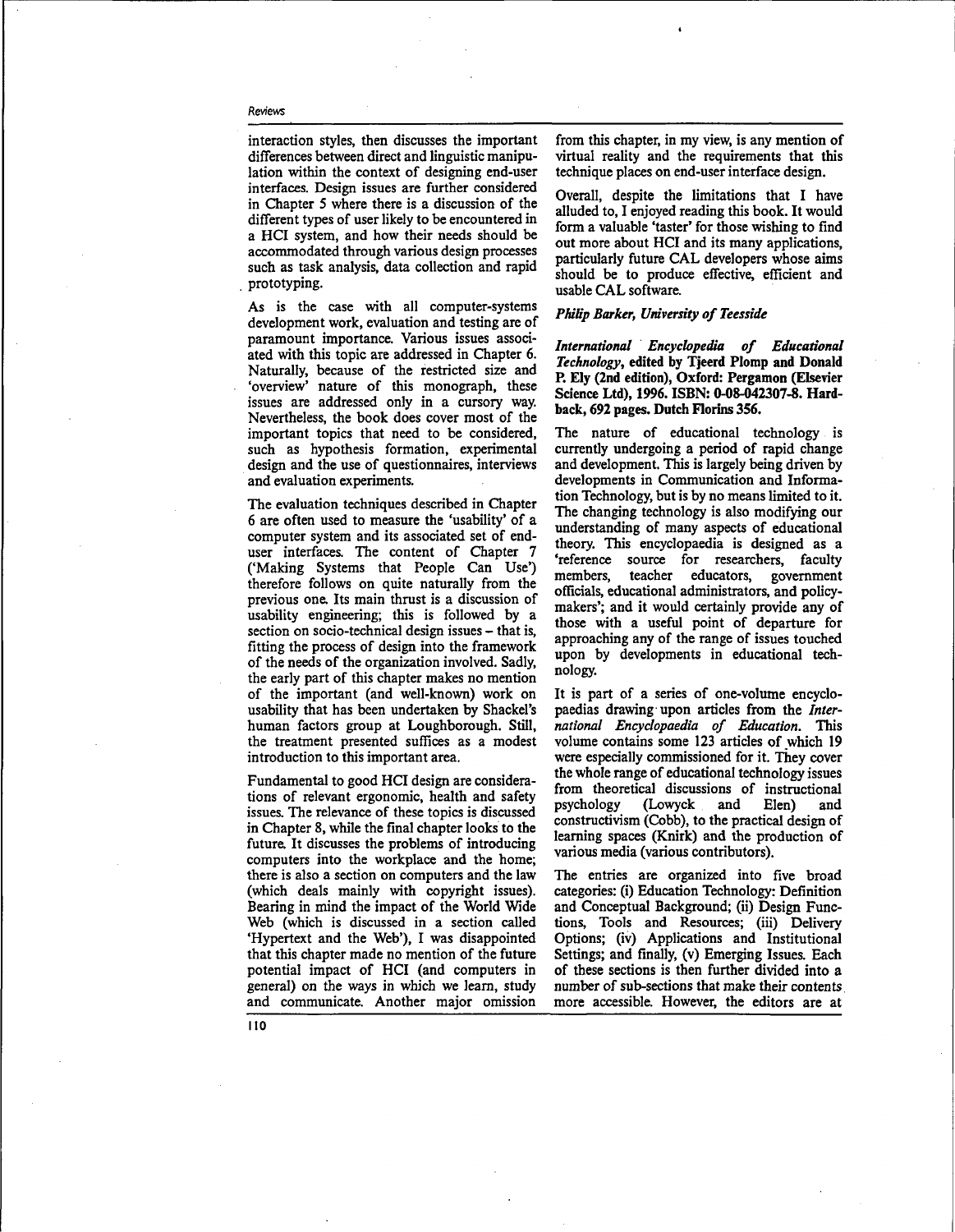interaction styles, then discusses the important differences between direct and linguistic manipulation within the context of designing end-user interfaces. Design issues are further considered in Chapter 5 where there is a discussion of the different types of user likely to be encountered in a HCI system, and how their needs should be accommodated through various design processes such as task analysis, data collection and rapid prototyping.

As is the case with all computer-systems development work, evaluation and testing are of paramount importance. Various issues associated with this topic are addressed in Chapter 6. Naturally, because of the restricted size and 'overview' nature of this monograph, these issues are addressed only in a cursory way. Nevertheless, the book does cover most of the important topics that need to be considered, such as hypothesis formation, experimental design and the use of questionnaires, interviews and evaluation experiments.

The evaluation techniques described in Chapter 6 are often used to measure the 'usability' of a computer system and its associated set of end-user interfaces. The content of Chapter 7 ('Making Systems that People Can Use') therefore follows on quite naturally from the previous one. Its main thrust is a discussion of usability engineering; this is followed by a section on socio-technical design issues – that is, fitting the process of design into the framework of the needs of the organization involved. Sadly, the early part of this chapter makes no mention of the important (and well-known) work on usability that has been undertaken by Shackel's human factors group at Loughborough. Still, the treatment presented suffices as a modest introduction to this important area.

Fundamental to good HCI design are considerations of relevant ergonomic, health and safety issues. The relevance of these topics is discussed in Chapter 8, while the final chapter looks to the future. It discusses the problems of introducing computers into the workplace and the home; there is also a section on computers and the law (which deals mainly with copyright issues). Bearing in mind the impact of the World Wide Web (which is discussed in a section called 'Hypertext and the Web'), I was disappointed that this chapter made no mention of the future potential impact of HCI (and computers in general) on the ways in which we learn, study and communicate. Another major omission from this chapter, in my view, is any mention of virtual reality and the requirements that this technique places on end-user interface design.

Overall, despite the limitations that I have alluded to, I enjoyed reading this book. It would form a valuable 'taster' for those wishing to find out more about HCI and its many applications, particularly future CAL developers whose aims should be to produce effective, efficient and usable CAL software.

*Philip Barker, University of Teesside*

***International Encyclopedia of Educational Technology*, edited by Tjeerd Plomp and Donald P. Ely (2nd edition), Oxford: Pergamon (Elsevier Science Ltd), 1996. ISBN: 0-08-042307-8. Hardback, 692 pages. Dutch Florins 356.**

The nature of educational technology is currently undergoing a period of rapid change and development. This is largely being driven by developments in Communication and Information Technology, but is by no means limited to it. The changing technology is also modifying our understanding of many aspects of educational theory. This encyclopaedia is designed as a 'reference source for researchers, faculty members, teacher educators, government officials, educational administrators, and policy-makers'; and it would certainly provide any of those with a useful point of departure for approaching any of the range of issues touched upon by developments in educational technology.

It is part of a series of one-volume encyclopaedias drawing upon articles from the *International Encyclopaedia of Education*. This volume contains some 123 articles of which 19 were especially commissioned for it. They cover the whole range of educational technology issues from theoretical discussions of instructional psychology (Lowyck and Elen) and constructivism (Cobb), to the practical design of learning spaces (Knirk) and the production of various media (various contributors).

The entries are organized into five broad categories: (i) Education Technology: Definition and Conceptual Background; (ii) Design Functions, Tools and Resources; (iii) Delivery Options; (iv) Applications and Institutional Settings; and finally, (v) Emerging Issues. Each of these sections is then further divided into a number of sub-sections that make their contents more accessible. However, the editors are at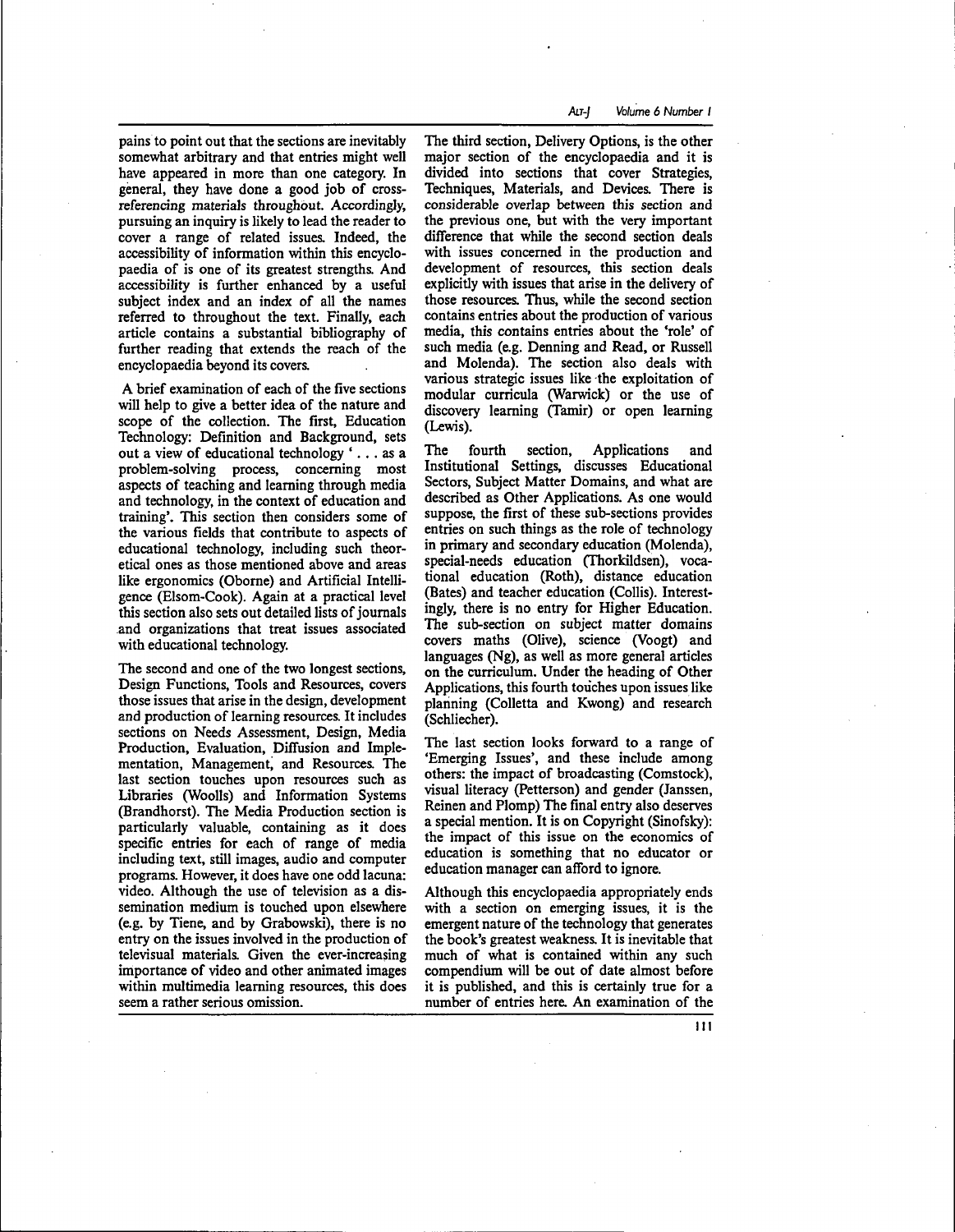pains to point out that the sections are inevitably somewhat arbitrary and that entries might well have appeared in more than one category. In general, they have done a good job of cross-referencing materials throughout. Accordingly, pursuing an inquiry is likely to lead the reader to cover a range of related issues. Indeed, the accessibility of information within this encyclopaedia of is one of its greatest strengths. And accessibility is further enhanced by a useful subject index and an index of all the names referred to throughout the text. Finally, each article contains a substantial bibliography of further reading that extends the reach of the encyclopaedia beyond its covers.

A brief examination of each of the five sections will help to give a better idea of the nature and scope of the collection. The first, Education Technology: Definition and Background, sets out a view of educational technology '... as a problem-solving process, concerning most aspects of teaching and learning through media and technology, in the context of education and training'. This section then considers some of the various fields that contribute to aspects of educational technology, including such theoretical ones as those mentioned above and areas like ergonomics (Oborne) and Artificial Intelligence (Elsom-Cook). Again at a practical level this section also sets out detailed lists of journals and organizations that treat issues associated with educational technology.

The second and one of the two longest sections, Design Functions, Tools and Resources, covers those issues that arise in the design, development and production of learning resources. It includes sections on Needs Assessment, Design, Media Production, Evaluation, Diffusion and Implementation, Management, and Resources. The last section touches upon resources such as Libraries (Woolls) and Information Systems (Brandhorst). The Media Production section is particularly valuable, containing as it does specific entries for each of range of media including text, still images, audio and computer programs. However, it does have one odd lacuna: video. Although the use of television as a dissemination medium is touched upon elsewhere (e.g. by Tiene, and by Grabowski), there is no entry on the issues involved in the production of televisual materials. Given the ever-increasing importance of video and other animated images within multimedia learning resources, this does seem a rather serious omission.

The third section, Delivery Options, is the other major section of the encyclopaedia and it is divided into sections that cover Strategies, Techniques, Materials, and Devices. There is considerable overlap between this section and the previous one, but with the very important difference that while the second section deals with issues concerned in the production and development of resources, this section deals explicitly with issues that arise in the delivery of those resources. Thus, while the second section contains entries about the production of various media, this contains entries about the 'role' of such media (e.g. Denning and Read, or Russell and Molenda). The section also deals with various strategic issues like the exploitation of modular curricula (Warwick) or the use of discovery learning (Tamir) or open learning (Lewis).

The fourth section, Applications and Institutional Settings, discusses Educational Sectors, Subject Matter Domains, and what are described as Other Applications. As one would suppose, the first of these sub-sections provides entries on such things as the role of technology in primary and secondary education (Molenda), special-needs education (Thorkildsen), vocational education (Roth), distance education (Bates) and teacher education (Collis). Interestingly, there is no entry for Higher Education. The sub-section on subject matter domains covers maths (Olive), science (Voogt) and languages (Ng), as well as more general articles on the curriculum. Under the heading of Other Applications, this fourth touches upon issues like planning (Colletta and Kwong) and research (Schliecher).

The last section looks forward to a range of 'Emerging Issues', and these include among others: the impact of broadcasting (Comstock), visual literacy (Petterson) and gender (Janssen, Reinen and Plomp) The final entry also deserves a special mention. It is on Copyright (Sinofsky): the impact of this issue on the economics of education is something that no educator or education manager can afford to ignore.

Although this encyclopaedia appropriately ends with a section on emerging issues, it is the emergent nature of the technology that generates the book's greatest weakness. It is inevitable that much of what is contained within any such compendium will be out of date almost before it is published, and this is certainly true for a number of entries here. An examination of the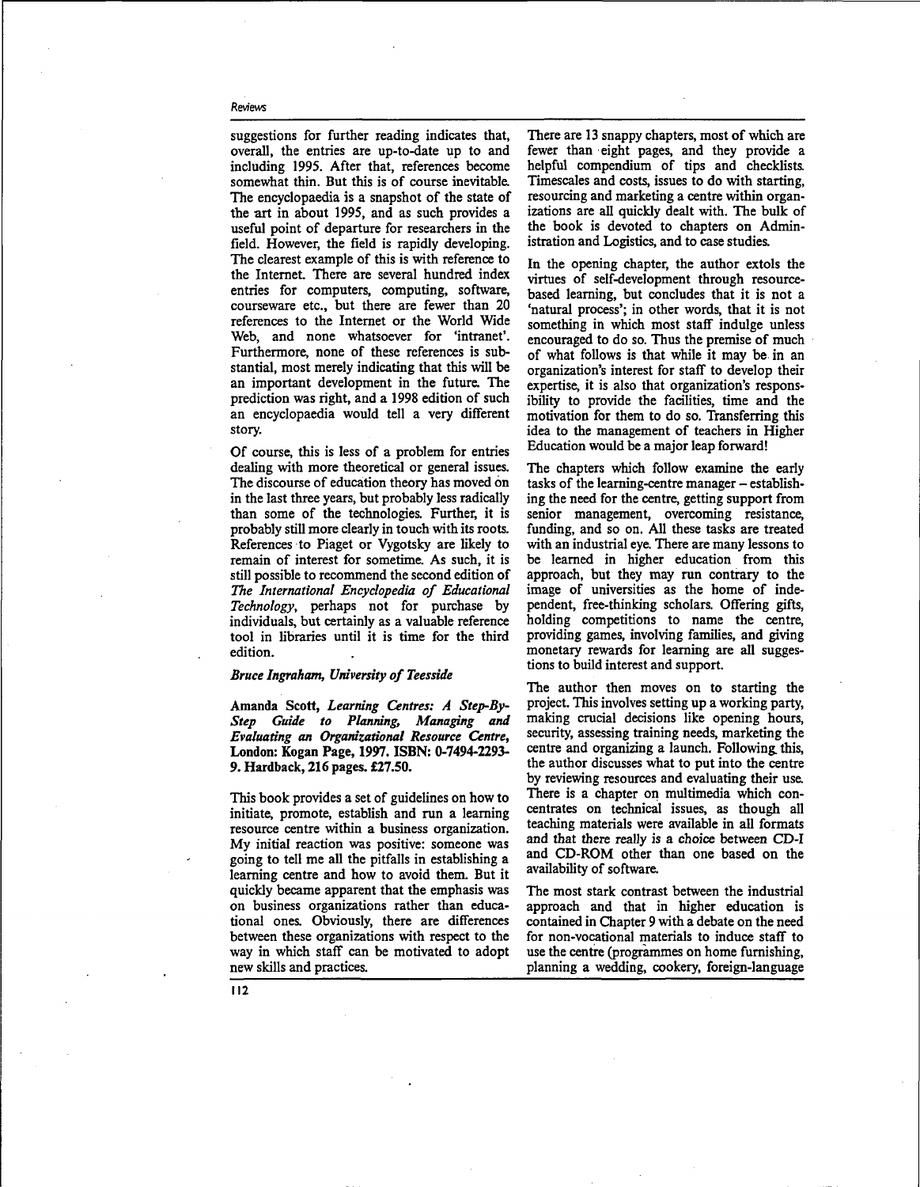suggestions for further reading indicates that, overall, the entries are up-to-date up to and including 1995. After that, references become somewhat thin. But this is of course inevitable. The encyclopaedia is a snapshot of the state of the art in about 1995, and as such provides a useful point of departure for researchers in the field. However, the field is rapidly developing. The clearest example of this is with reference to the Internet. There are several hundred index entries for computers, computing, software, courseware etc., but there are fewer than 20 references to the Internet or the World Wide Web, and none whatsoever for 'intranet'. Furthermore, none of these references is substantial, most merely indicating that this will be an important development in the future. The prediction was right, and a 1998 edition of such an encyclopaedia would tell a very different story.

Of course, this is less of a problem for entries dealing with more theoretical or general issues. The discourse of education theory has moved on in the last three years, but probably less radically than some of the technologies. Further, it is probably still more clearly in touch with its roots. References to Piaget or Vygotsky are likely to remain of interest for sometime. As such, it is still possible to recommend the second edition of *The International Encyclopedia of Educational Technology*, perhaps not for purchase by individuals, but certainly as a valuable reference tool in libraries until it is time for the third edition.

***Bruce Ingraham, University of Teesside***

**Amanda Scott, *Learning Centres: A Step-By-Step Guide to Planning, Managing and Evaluating an Organizational Resource Centre*, London: Kogan Page, 1997. ISBN: 0-7494-2293-9. Hardback, 216 pages. £27.50.**

This book provides a set of guidelines on how to initiate, promote, establish and run a learning resource centre within a business organization. My initial reaction was positive: someone was going to tell me all the pitfalls in establishing a learning centre and how to avoid them. But it quickly became apparent that the emphasis was on business organizations rather than educational ones. Obviously, there are differences between these organizations with respect to the way in which staff can be motivated to adopt new skills and practices.

There are 13 snappy chapters, most of which are fewer than eight pages, and they provide a helpful compendium of tips and checklists. Timescales and costs, issues to do with starting, resourcing and marketing a centre within organizations are all quickly dealt with. The bulk of the book is devoted to chapters on Administration and Logistics, and to case studies.

In the opening chapter, the author extols the virtues of self-development through resource-based learning, but concludes that it is not a 'natural process'; in other words, that it is not something in which most staff indulge unless encouraged to do so. Thus the premise of much of what follows is that while it may be in an organization's interest for staff to develop their expertise, it is also that organization's responsibility to provide the facilities, time and the motivation for them to do so. Transferring this idea to the management of teachers in Higher Education would be a major leap forward!

The chapters which follow examine the early tasks of the learning-centre manager – establishing the need for the centre, getting support from senior management, overcoming resistance, funding, and so on. All these tasks are treated with an industrial eye. There are many lessons to be learned in higher education from this approach, but they may run contrary to the image of universities as the home of independent, free-thinking scholars. Offering gifts, holding competitions to name the centre, providing games, involving families, and giving monetary rewards for learning are all suggestions to build interest and support.

The author then moves on to starting the project. This involves setting up a working party, making crucial decisions like opening hours, security, assessing training needs, marketing the centre and organizing a launch. Following this, the author discusses what to put into the centre by reviewing resources and evaluating their use. There is a chapter on multimedia which concentrates on technical issues, as though all teaching materials were available in all formats and that there really is a choice between CD-I and CD-ROM other than one based on the availability of software.

The most stark contrast between the industrial approach and that in higher education is contained in Chapter 9 with a debate on the need for non-vocational materials to induce staff to use the centre (programmes on home furnishing, planning a wedding, cookery, foreign-language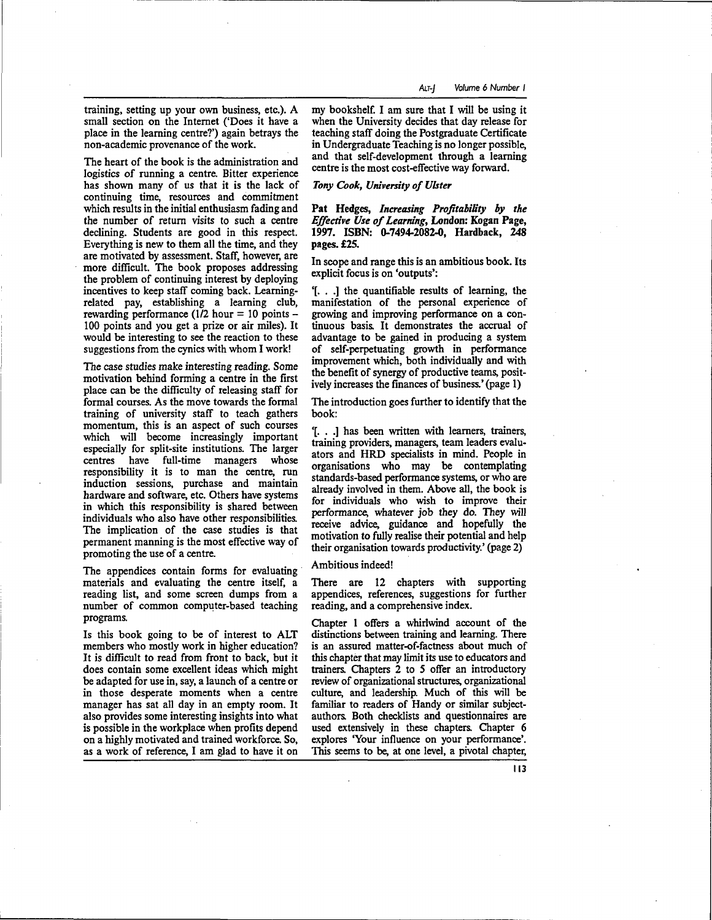training, setting up your own business, etc.). A small section on the Internet ('Does it have a place in the learning centre?') again betrays the non-academic provenance of the work.

The heart of the book is the administration and logistics of running a centre. Bitter experience has shown many of us that it is the lack of continuing time, resources and commitment which results in the initial enthusiasm fading and the number of return visits to such a centre declining. Students are good in this respect. Everything is new to them all the time, and they are motivated by assessment. Staff, however, are more difficult. The book proposes addressing the problem of continuing interest by deploying incentives to keep staff coming back. Learning-related pay, establishing a learning club, rewarding performance (1/2 hour = 10 points – 100 points and you get a prize or air miles). It would be interesting to see the reaction to these suggestions from the cynics with whom I work!

The case studies make interesting reading. Some motivation behind forming a centre in the first place can be the difficulty of releasing staff for formal courses. As the move towards the formal training of university staff to teach gathers momentum, this is an aspect of such courses which will become increasingly important especially for split-site institutions. The larger centres have full-time managers whose responsibility it is to man the centre, run induction sessions, purchase and maintain hardware and software, etc. Others have systems in which this responsibility is shared between individuals who also have other responsibilities. The implication of the case studies is that permanent manning is the most effective way of promoting the use of a centre.

The appendices contain forms for evaluating materials and evaluating the centre itself, a reading list, and some screen dumps from a number of common computer-based teaching programs.

Is this book going to be of interest to ALT members who mostly work in higher education? It is difficult to read from front to back, but it does contain some excellent ideas which might be adapted for use in, say, a launch of a centre or in those desperate moments when a centre manager has sat all day in an empty room. It also provides some interesting insights into what is possible in the workplace when profits depend on a highly motivated and trained workforce. So, as a work of reference, I am glad to have it on my bookshelf. I am sure that I will be using it when the University decides that day release for teaching staff doing the Postgraduate Certificate in Undergraduate Teaching is no longer possible, and that self-development through a learning centre is the most cost-effective way forward.

***Tony Cook, University of Ulster***

**Pat Hedges, *Increasing Profitability by the Effective Use of Learning*, London: Kogan Page, 1997. ISBN: 0-7494-2082-0, Hardback, 248 pages. £25.**

In scope and range this is an ambitious book. Its explicit focus is on 'outputs':

'[. . .] the quantifiable results of learning, the manifestation of the personal experience of growing and improving performance on a continuous basis. It demonstrates the accrual of advantage to be gained in producing a system of self-perpetuating growth in performance improvement which, both individually and with the benefit of synergy of productive teams, positively increases the finances of business.' (page 1)

The introduction goes further to identify that the book:

'[. . .] has been written with learners, trainers, training providers, managers, team leaders evaluators and HRD specialists in mind. People in organisations who may be contemplating standards-based performance systems, or who are already involved in them. Above all, the book is for individuals who wish to improve their performance, whatever job they do. They will receive advice, guidance and hopefully the motivation to fully realise their potential and help their organisation towards productivity.' (page 2)

Ambitious indeed!

There are 12 chapters with supporting appendices, references, suggestions for further reading, and a comprehensive index.

Chapter 1 offers a whirlwind account of the distinctions between training and learning. There is an assured matter-of-factness about much of this chapter that may limit its use to educators and trainers. Chapters 2 to 5 offer an introductory review of organizational structures, organizational culture, and leadership. Much of this will be familiar to readers of Handy or similar subject-authors. Both checklists and questionnaires are used extensively in these chapters. Chapter 6 explores 'Your influence on your performance'. This seems to be, at one level, a pivotal chapter,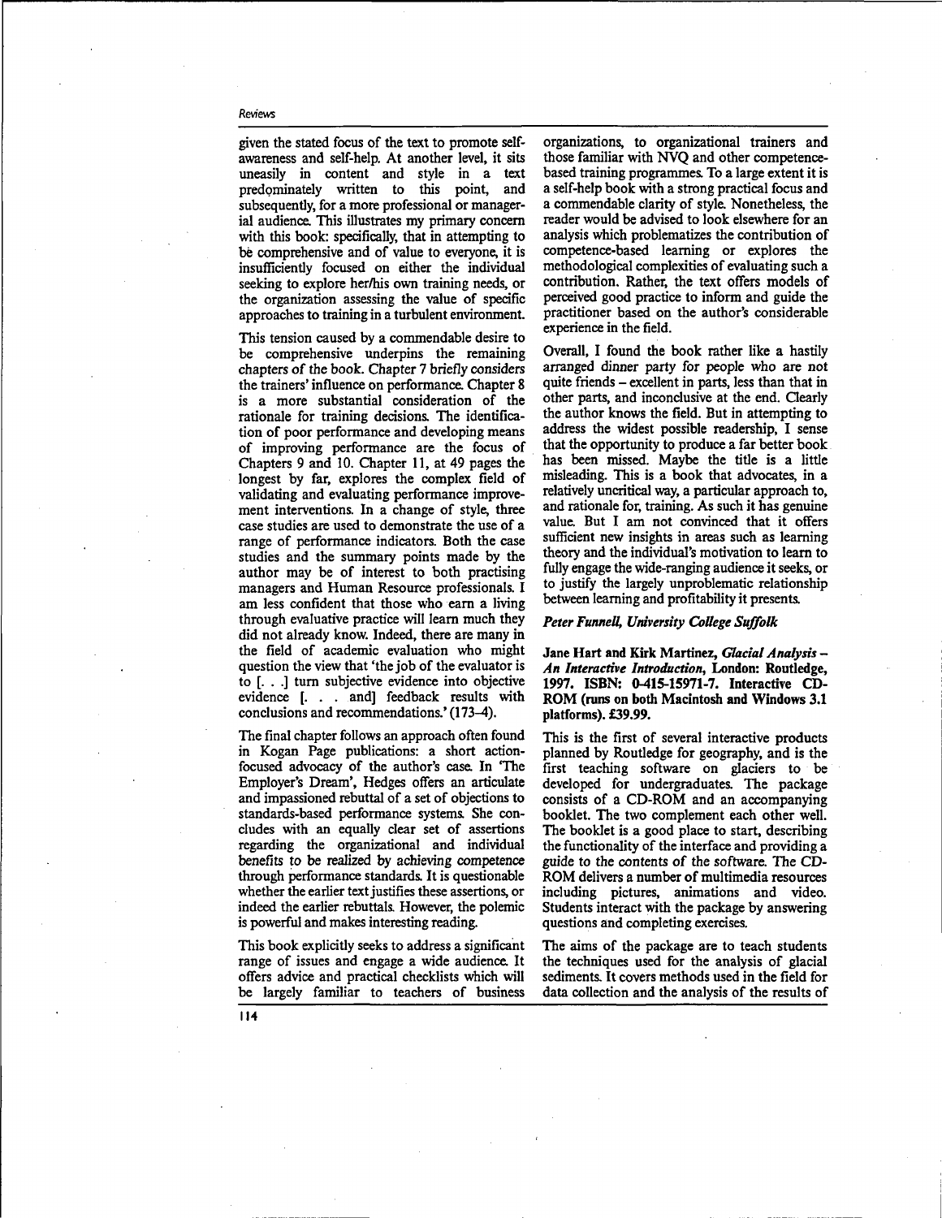given the stated focus of the text to promote self-awareness and self-help. At another level, it sits uneasily in content and style in a text predominately written to this point, and subsequently, for a more professional or managerial audience. This illustrates my primary concern with this book: specifically, that in attempting to be comprehensive and of value to everyone, it is insufficiently focused on either the individual seeking to explore her/his own training needs, or the organization assessing the value of specific approaches to training in a turbulent environment.

This tension caused by a commendable desire to be comprehensive underpins the remaining chapters of the book. Chapter 7 briefly considers the trainers' influence on performance. Chapter 8 is a more substantial consideration of the rationale for training decisions. The identification of poor performance and developing means of improving performance are the focus of Chapters 9 and 10. Chapter 11, at 49 pages the longest by far, explores the complex field of validating and evaluating performance improvement interventions. In a change of style, three case studies are used to demonstrate the use of a range of performance indicators. Both the case studies and the summary points made by the author may be of interest to both practising managers and Human Resource professionals. I am less confident that those who earn a living through evaluative practice will learn much they did not already know. Indeed, there are many in the field of academic evaluation who might question the view that 'the job of the evaluator is to [. . .] turn subjective evidence into objective evidence [. . . and] feedback results with conclusions and recommendations.' (173–4).

The final chapter follows an approach often found in Kogan Page publications: a short action-focused advocacy of the author's case. In 'The Employer's Dream', Hedges offers an articulate and impassioned rebuttal of a set of objections to standards-based performance systems. She concludes with an equally clear set of assertions regarding the organizational and individual benefits to be realized by achieving competence through performance standards. It is questionable whether the earlier text justifies these assertions, or indeed the earlier rebuttals. However, the polemic is powerful and makes interesting reading.

This book explicitly seeks to address a significant range of issues and engage a wide audience. It offers advice and practical checklists which will be largely familiar to teachers of business organizations, to organizational trainers and those familiar with NVQ and other competence-based training programmes. To a large extent it is a self-help book with a strong practical focus and a commendable clarity of style. Nonetheless, the reader would be advised to look elsewhere for an analysis which problematizes the contribution of competence-based learning or explores the methodological complexities of evaluating such a contribution. Rather, the text offers models of perceived good practice to inform and guide the practitioner based on the author's considerable experience in the field.

Overall, I found the book rather like a hastily arranged dinner party for people who are not quite friends – excellent in parts, less than that in other parts, and inconclusive at the end. Clearly the author knows the field. But in attempting to address the widest possible readership, I sense that the opportunity to produce a far better book has been missed. Maybe the title is a little misleading. This is a book that advocates, in a relatively uncritical way, a particular approach to, and rationale for, training. As such it has genuine value. But I am not convinced that it offers sufficient new insights in areas such as learning theory and the individual's motivation to learn to fully engage the wide-ranging audience it seeks, or to justify the largely unproblematic relationship between learning and profitability it presents.

***Peter Funnell, University College Suffolk***

**Jane Hart and Kirk Martinez, *Glacial Analysis – An Interactive Introduction*, London: Routledge, 1997. ISBN: 0-415-15971-7. Interactive CD-ROM (runs on both Macintosh and Windows 3.1 platforms). £39.99.**

This is the first of several interactive products planned by Routledge for geography, and is the first teaching software on glaciers to be developed for undergraduates. The package consists of a CD-ROM and an accompanying booklet. The two complement each other well. The booklet is a good place to start, describing the functionality of the interface and providing a guide to the contents of the software. The CD-ROM delivers a number of multimedia resources including pictures, animations and video. Students interact with the package by answering questions and completing exercises.

The aims of the package are to teach students the techniques used for the analysis of glacial sediments. It covers methods used in the field for data collection and the analysis of the results of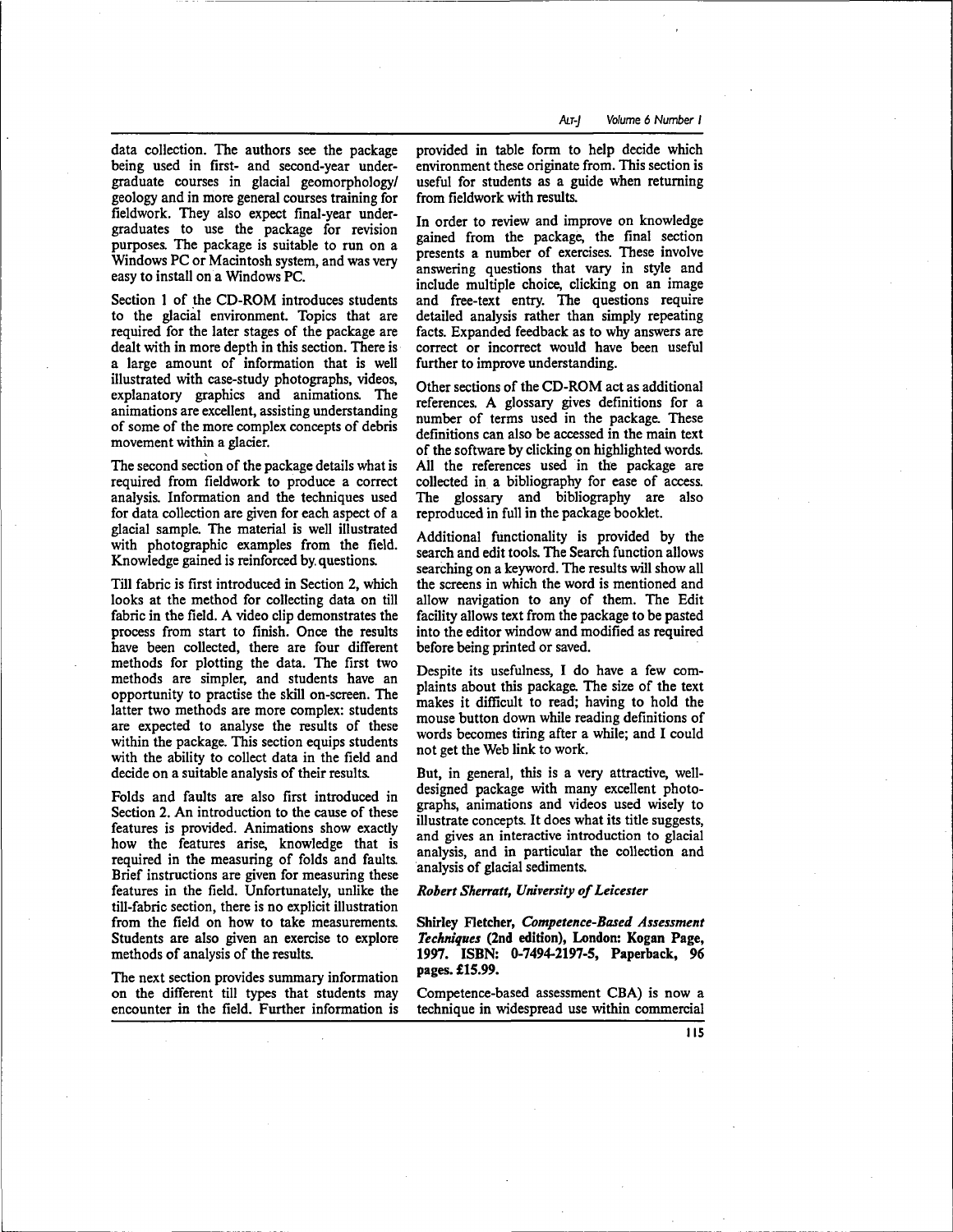data collection. The authors see the package being used in first- and second-year undergraduate courses in glacial geomorphology/geology and in more general courses training for fieldwork. They also expect final-year undergraduates to use the package for revision purposes. The package is suitable to run on a Windows PC or Macintosh system, and was very easy to install on a Windows PC.

Section 1 of the CD-ROM introduces students to the glacial environment. Topics that are required for the later stages of the package are dealt with in more depth in this section. There is a large amount of information that is well illustrated with case-study photographs, videos, explanatory graphics and animations. The animations are excellent, assisting understanding of some of the more complex concepts of debris movement within a glacier.

The second section of the package details what is required from fieldwork to produce a correct analysis. Information and the techniques used for data collection are given for each aspect of a glacial sample. The material is well illustrated with photographic examples from the field. Knowledge gained is reinforced by questions.

Till fabric is first introduced in Section 2, which looks at the method for collecting data on till fabric in the field. A video clip demonstrates the process from start to finish. Once the results have been collected, there are four different methods for plotting the data. The first two methods are simpler, and students have an opportunity to practise the skill on-screen. The latter two methods are more complex: students are expected to analyse the results of these within the package. This section equips students with the ability to collect data in the field and decide on a suitable analysis of their results.

Folds and faults are also first introduced in Section 2. An introduction to the cause of these features is provided. Animations show exactly how the features arise, knowledge that is required in the measuring of folds and faults. Brief instructions are given for measuring these features in the field. Unfortunately, unlike the till-fabric section, there is no explicit illustration from the field on how to take measurements. Students are also given an exercise to explore methods of analysis of the results.

The next section provides summary information on the different till types that students may encounter in the field. Further information is provided in table form to help decide which environment these originate from. This section is useful for students as a guide when returning from fieldwork with results.

In order to review and improve on knowledge gained from the package, the final section presents a number of exercises. These involve answering questions that vary in style and include multiple choice, clicking on an image and free-text entry. The questions require detailed analysis rather than simply repeating facts. Expanded feedback as to why answers are correct or incorrect would have been useful further to improve understanding.

Other sections of the CD-ROM act as additional references. A glossary gives definitions for a number of terms used in the package. These definitions can also be accessed in the main text of the software by clicking on highlighted words. All the references used in the package are collected in a bibliography for ease of access. The glossary and bibliography are also reproduced in full in the package booklet.

Additional functionality is provided by the search and edit tools. The Search function allows searching on a keyword. The results will show all the screens in which the word is mentioned and allow navigation to any of them. The Edit facility allows text from the package to be pasted into the editor window and modified as required before being printed or saved.

Despite its usefulness, I do have a few complaints about this package. The size of the text makes it difficult to read; having to hold the mouse button down while reading definitions of words becomes tiring after a while; and I could not get the Web link to work.

But, in general, this is a very attractive, well-designed package with many excellent photographs, animations and videos used wisely to illustrate concepts. It does what its title suggests, and gives an interactive introduction to glacial analysis, and in particular the collection and analysis of glacial sediments.

***Robert Sherratt, University of Leicester***

**Shirley Fletcher, *Competence-Based Assessment Techniques* (2nd edition), London: Kogan Page, 1997. ISBN: 0-7494-2197-5, Paperback, 96 pages. £15.99.**

Competence-based assessment CBA) is now a technique in widespread use within commercial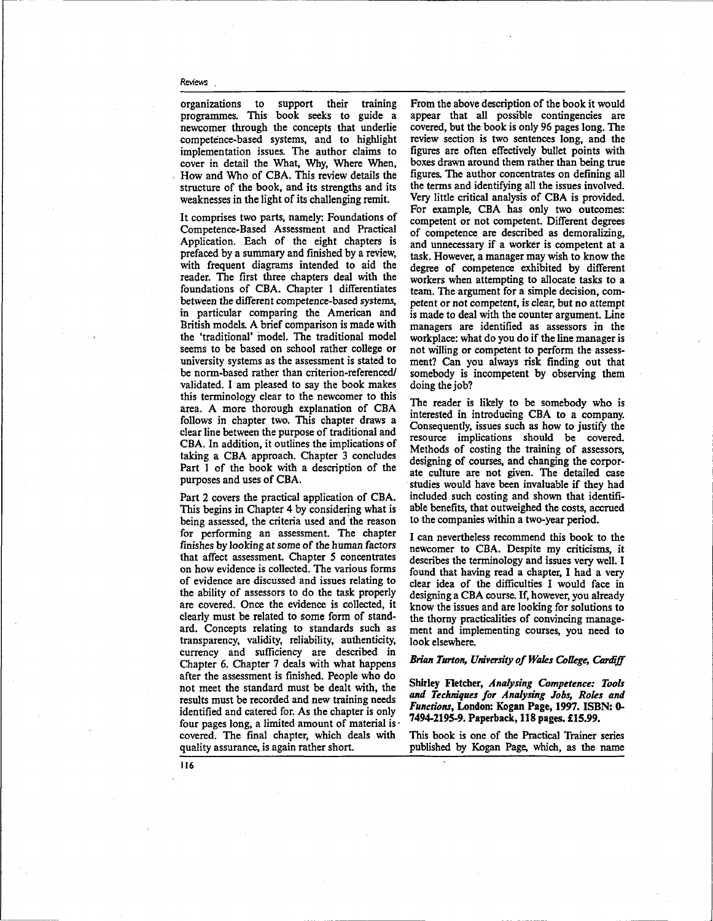organizations to support their training programmes. This book seeks to guide a newcomer through the concepts that underlie competence-based systems, and to highlight implementation issues. The author claims to cover in detail the What, Why, Where When, How and Who of CBA. This review details the structure of the book, and its strengths and its weaknesses in the light of its challenging remit.

It comprises two parts, namely: Foundations of Competence-Based Assessment and Practical Application. Each of the eight chapters is prefaced by a summary and finished by a review, with frequent diagrams intended to aid the reader. The first three chapters deal with the foundations of CBA. Chapter 1 differentiates between the different competence-based systems, in particular comparing the American and British models. A brief comparison is made with the 'traditional' model. The traditional model seems to be based on school rather college or university systems as the assessment is stated to be norm-based rather than criterion-referenced/validated. I am pleased to say the book makes this terminology clear to the newcomer to this area. A more thorough explanation of CBA follows in chapter two. This chapter draws a clear line between the purpose of traditional and CBA. In addition, it outlines the implications of taking a CBA approach. Chapter 3 concludes Part 1 of the book with a description of the purposes and uses of CBA.

Part 2 covers the practical application of CBA. This begins in Chapter 4 by considering what is being assessed, the criteria used and the reason for performing an assessment. The chapter finishes by looking at some of the human factors that affect assessment. Chapter 5 concentrates on how evidence is collected. The various forms of evidence are discussed and issues relating to the ability of assessors to do the task properly are covered. Once the evidence is collected, it clearly must be related to some form of standard. Concepts relating to standards such as transparency, validity, reliability, authenticity, currency and sufficiency are described in Chapter 6. Chapter 7 deals with what happens after the assessment is finished. People who do not meet the standard must be dealt with, the results must be recorded and new training needs identified and catered for. As the chapter is only four pages long, a limited amount of material is covered. The final chapter, which deals with quality assurance, is again rather short.

From the above description of the book it would appear that all possible contingencies are covered, but the book is only 96 pages long. The review section is two sentences long, and the figures are often effectively bullet points with boxes drawn around them rather than being true figures. The author concentrates on defining all the terms and identifying all the issues involved. Very little critical analysis of CBA is provided. For example, CBA has only two outcomes: competent or not competent. Different degrees of competence are described as demoralizing, and unnecessary if a worker is competent at a task. However, a manager may wish to know the degree of competence exhibited by different workers when attempting to allocate tasks to a team. The argument for a simple decision, competent or not competent, is clear, but no attempt is made to deal with the counter argument. Line managers are identified as assessors in the workplace: what do you do if the line manager is not willing or competent to perform the assessment? Can you always risk finding out that somebody is incompetent by observing them doing the job?

The reader is likely to be somebody who is interested in introducing CBA to a company. Consequently, issues such as how to justify the resource implications should be covered. Methods of costing the training of assessors, designing of courses, and changing the corporate culture are not given. The detailed case studies would have been invaluable if they had included such costing and shown that identifiable benefits, that outweighed the costs, accrued to the companies within a two-year period.

I can nevertheless recommend this book to the newcomer to CBA. Despite my criticisms, it describes the terminology and issues very well. I found that having read a chapter, I had a very clear idea of the difficulties I would face in designing a CBA course. If, however, you already know the issues and are looking for solutions to the thorny practicalities of convincing management and implementing courses, you need to look elsewhere.

***Brian Turton, University of Wales College, Cardiff***

**Shirley Fletcher, *Analysing Competence: Tools and Techniques for Analysing Jobs, Roles and Functions*, London: Kogan Page, 1997. ISBN: 0-7494-2195-9. Paperback, 118 pages. £15.99.**

This book is one of the Practical Trainer series published by Kogan Page, which, as the name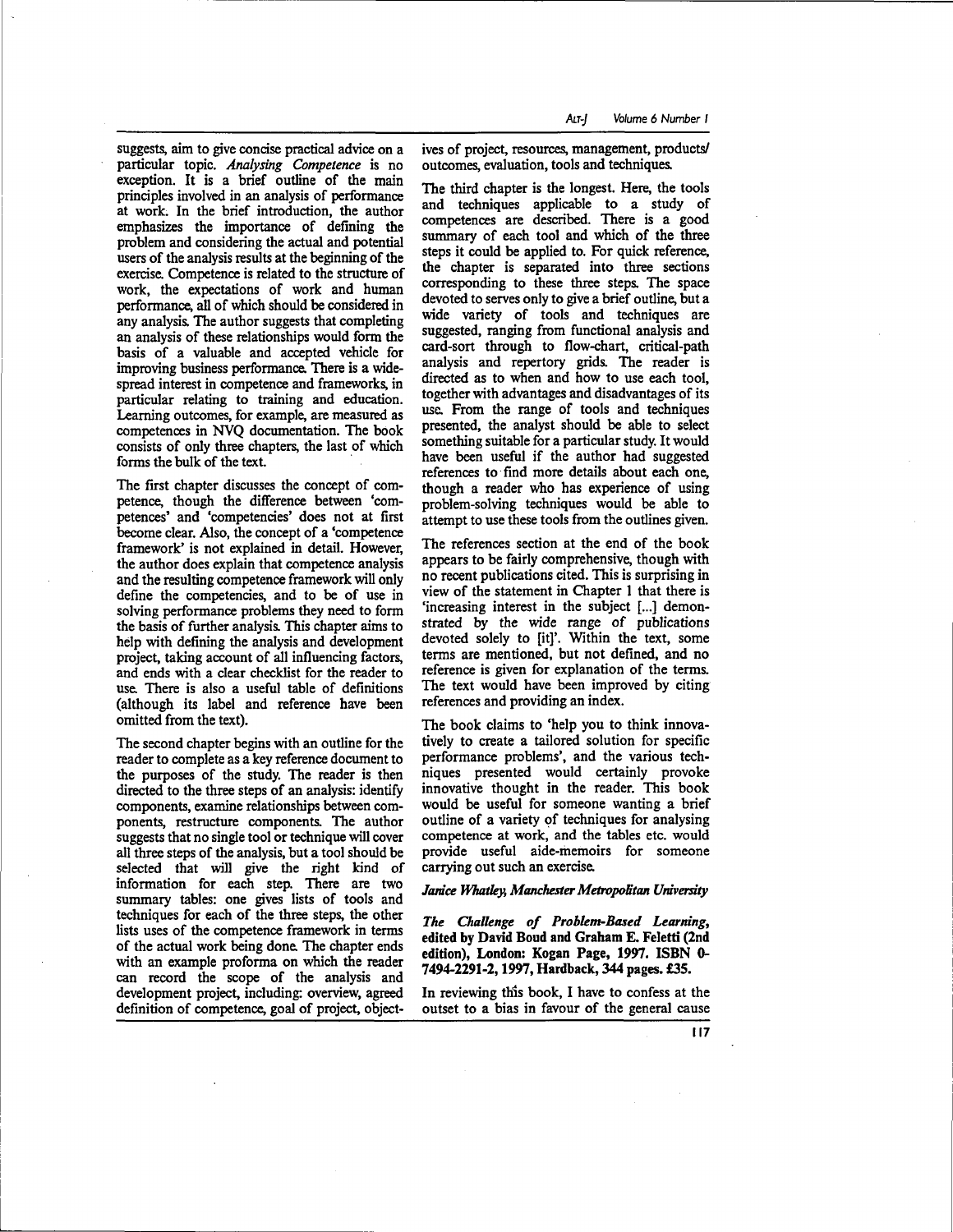suggests, aim to give concise practical advice on a particular topic. *Analysing Competence* is no exception. It is a brief outline of the main principles involved in an analysis of performance at work. In the brief introduction, the author emphasizes the importance of defining the problem and considering the actual and potential users of the analysis results at the beginning of the exercise. Competence is related to the structure of work, the expectations of work and human performance, all of which should be considered in any analysis. The author suggests that completing an analysis of these relationships would form the basis of a valuable and accepted vehicle for improving business performance. There is a widespread interest in competence and frameworks, in particular relating to training and education. Learning outcomes, for example, are measured as competences in NVQ documentation. The book consists of only three chapters, the last of which forms the bulk of the text.

The first chapter discusses the concept of competence, though the difference between 'competences' and 'competencies' does not at first become clear. Also, the concept of a 'competence framework' is not explained in detail. However, the author does explain that competence analysis and the resulting competence framework will only define the competencies, and to be of use in solving performance problems they need to form the basis of further analysis. This chapter aims to help with defining the analysis and development project, taking account of all influencing factors, and ends with a clear checklist for the reader to use. There is also a useful table of definitions (although its label and reference have been omitted from the text).

The second chapter begins with an outline for the reader to complete as a key reference document to the purposes of the study. The reader is then directed to the three steps of an analysis: identify components, examine relationships between components, restructure components. The author suggests that no single tool or technique will cover all three steps of the analysis, but a tool should be selected that will give the right kind of information for each step. There are two summary tables: one gives lists of tools and techniques for each of the three steps, the other lists uses of the competence framework in terms of the actual work being done. The chapter ends with an example proforma on which the reader can record the scope of the analysis and development project, including: overview, agreed definition of competence, goal of project, objectives of project, resources, management, products/outcomes, evaluation, tools and techniques.

The third chapter is the longest. Here, the tools and techniques applicable to a study of competences are described. There is a good summary of each tool and which of the three steps it could be applied to. For quick reference, the chapter is separated into three sections corresponding to these three steps. The space devoted to serves only to give a brief outline, but a wide variety of tools and techniques are suggested, ranging from functional analysis and card-sort through to flow-chart, critical-path analysis and repertory grids. The reader is directed as to when and how to use each tool, together with advantages and disadvantages of its use. From the range of tools and techniques presented, the analyst should be able to select something suitable for a particular study. It would have been useful if the author had suggested references to find more details about each one, though a reader who has experience of using problem-solving techniques would be able to attempt to use these tools from the outlines given.

The references section at the end of the book appears to be fairly comprehensive, though with no recent publications cited. This is surprising in view of the statement in Chapter 1 that there is 'increasing interest in the subject [...] demonstrated by the wide range of publications devoted solely to [it]'. Within the text, some terms are mentioned, but not defined, and no reference is given for explanation of the terms. The text would have been improved by citing references and providing an index.

The book claims to 'help you to think innovatively to create a tailored solution for specific performance problems', and the various techniques presented would certainly provoke innovative thought in the reader. This book would be useful for someone wanting a brief outline of a variety of techniques for analysing competence at work, and the tables etc. would provide useful aide-memoirs for someone carrying out such an exercise.

***Janice Whatley, Manchester Metropolitan University***

***The Challenge of Problem-Based Learning*, edited by David Boud and Graham E. Feletti (2nd edition), London: Kogan Page, 1997. ISBN 0-7494-2291-2, 1997, Hardback, 344 pages. £35.**

In reviewing this book, I have to confess at the outset to a bias in favour of the general cause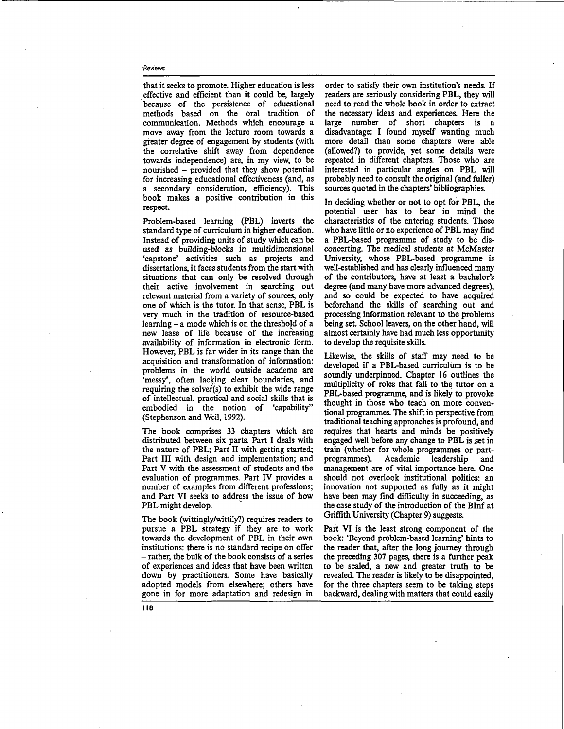that it seeks to promote. Higher education is less effective and efficient than it could be, largely because of the persistence of educational methods based on the oral tradition of communication. Methods which encourage a move away from the lecture room towards a greater degree of engagement by students (with the correlative shift away from dependence towards independence) are, in my view, to be nourished – provided that they show potential for increasing educational effectiveness (and, as a secondary consideration, efficiency). This book makes a positive contribution in this respect.

Problem-based learning (PBL) inverts the standard type of curriculum in higher education. Instead of providing units of study which can be used as building-blocks in multidimensional 'capstone' activities such as projects and dissertations, it faces students from the start with situations that can only be resolved through their active involvement in searching out relevant material from a variety of sources, only one of which is the tutor. In that sense, PBL is very much in the tradition of resource-based learning – a mode which is on the threshold of a new lease of life because of the increasing availability of information in electronic form. However, PBL is far wider in its range than the acquisition and transformation of information: problems in the world outside academe are 'messy', often lacking clear boundaries, and requiring the solver(s) to exhibit the wide range of intellectual, practical and social skills that is embodied in the notion of 'capability'' (Stephenson and Weil, 1992).

The book comprises 33 chapters which are distributed between six parts. Part I deals with the nature of PBL; Part II with getting started; Part III with design and implementation; and Part V with the assessment of students and the evaluation of programmes. Part IV provides a number of examples from different professions; and Part VI seeks to address the issue of how PBL might develop.

The book (wittingly/wittily?) requires readers to pursue a PBL strategy if they are to work towards the development of PBL in their own institutions: there is no standard recipe on offer – rather, the bulk of the book consists of a series of experiences and ideas that have been written down by practitioners. Some have basically adopted models from elsewhere; others have gone in for more adaptation and redesign in order to satisfy their own institution's needs. If readers are seriously considering PBL, they will need to read the whole book in order to extract the necessary ideas and experiences. Here the large number of short chapters is a disadvantage: I found myself wanting much more detail than some chapters were able (allowed?) to provide, yet some details were repeated in different chapters. Those who are interested in particular angles on PBL will probably need to consult the original (and fuller) sources quoted in the chapters' bibliographies.

In deciding whether or not to opt for PBL, the potential user has to bear in mind the characteristics of the entering students. Those who have little or no experience of PBL may find a PBL-based programme of study to be disconcerting. The medical students at McMaster University, whose PBL-based programme is well-established and has clearly influenced many of the contributors, have at least a bachelor's degree (and many have more advanced degrees), and so could be expected to have acquired beforehand the skills of searching out and processing information relevant to the problems being set. School leavers, on the other hand, will almost certainly have had much less opportunity to develop the requisite skills.

Likewise, the skills of staff may need to be developed if a PBL-based curriculum is to be soundly underpinned. Chapter 16 outlines the multiplicity of roles that fall to the tutor on a PBL-based programme, and is likely to provoke thought in those who teach on more conventional programmes. The shift in perspective from traditional teaching approaches is profound, and requires that hearts and minds be positively engaged well before any change to PBL is set in train (whether for whole programmes or part-programmes). Academic leadership and management are of vital importance here. One should not overlook institutional politics: an innovation not supported as fully as it might have been may find difficulty in succeeding, as the case study of the BInf at Griffith University (Chapter 9) suggests.

Part VI is the least strong component of the book: 'Beyond problem-based learning' hints to the reader that, after the long journey through the preceding 307 pages, there is a further peak to be scaled, a new and greater truth to be revealed. The reader is likely to be disappointed, for the three chapters seem to be taking steps backward, dealing with matters that could easily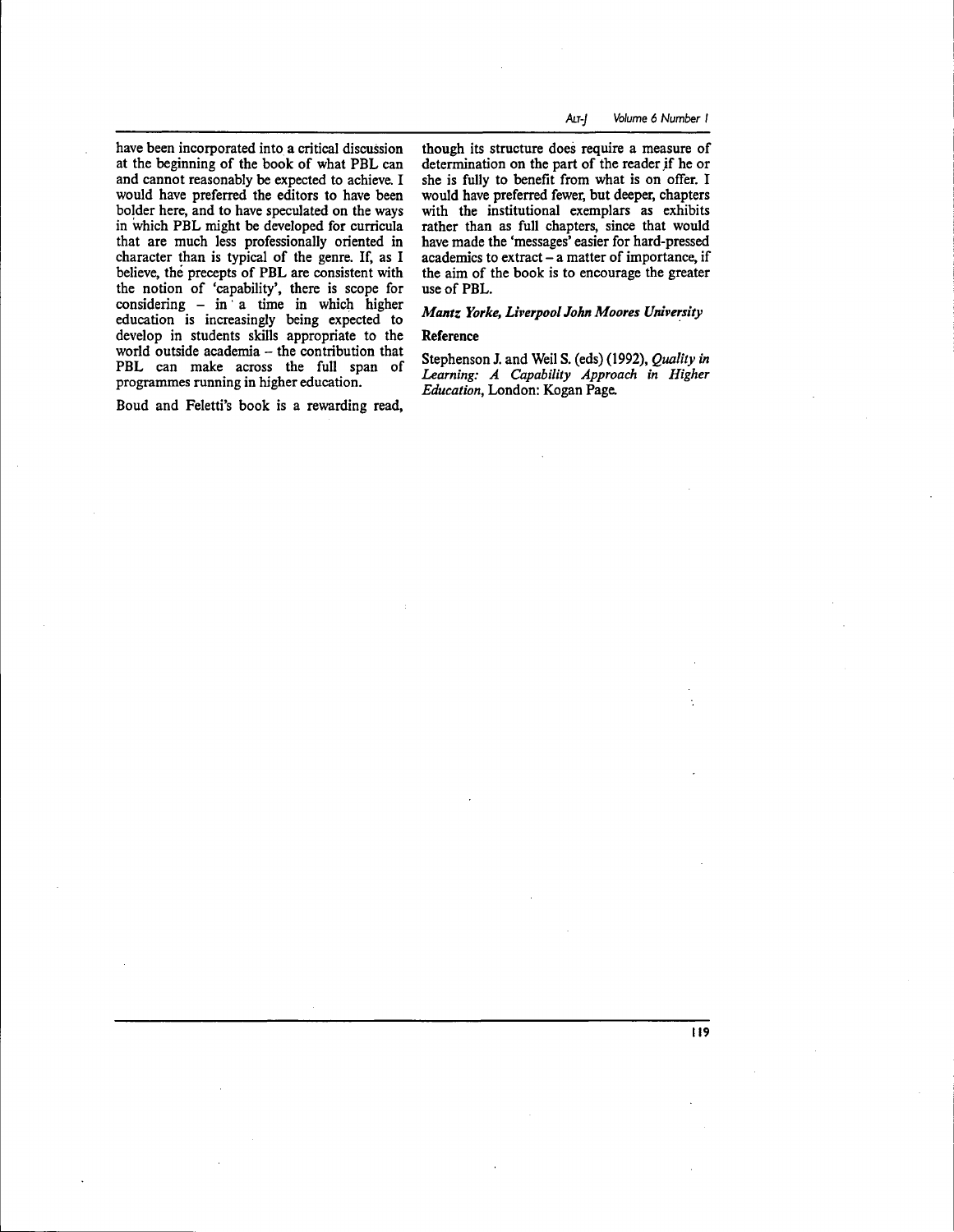have been incorporated into a critical discussion at the beginning of the book of what PBL can and cannot reasonably be expected to achieve. I would have preferred the editors to have been bolder here, and to have speculated on the ways in which PBL might be developed for curricula that are much less professionally oriented in character than is typical of the genre. If, as I believe, the precepts of PBL are consistent with the notion of 'capability', there is scope for considering – in a time in which higher education is increasingly being expected to develop in students skills appropriate to the world outside academia – the contribution that PBL can make across the full span of programmes running in higher education.

Boud and Feletti's book is a rewarding read, though its structure does require a measure of determination on the part of the reader if he or she is fully to benefit from what is on offer. I would have preferred fewer, but deeper, chapters with the institutional exemplars as exhibits rather than as full chapters, since that would have made the 'messages' easier for hard-pressed academics to extract – a matter of importance, if the aim of the book is to encourage the greater use of PBL.

***Mantz Yorke, Liverpool John Moores University***

**Reference**

Stephenson J. and Weil S. (eds) (1992), *Quality in Learning: A Capability Approach in Higher Education*, London: Kogan Page.